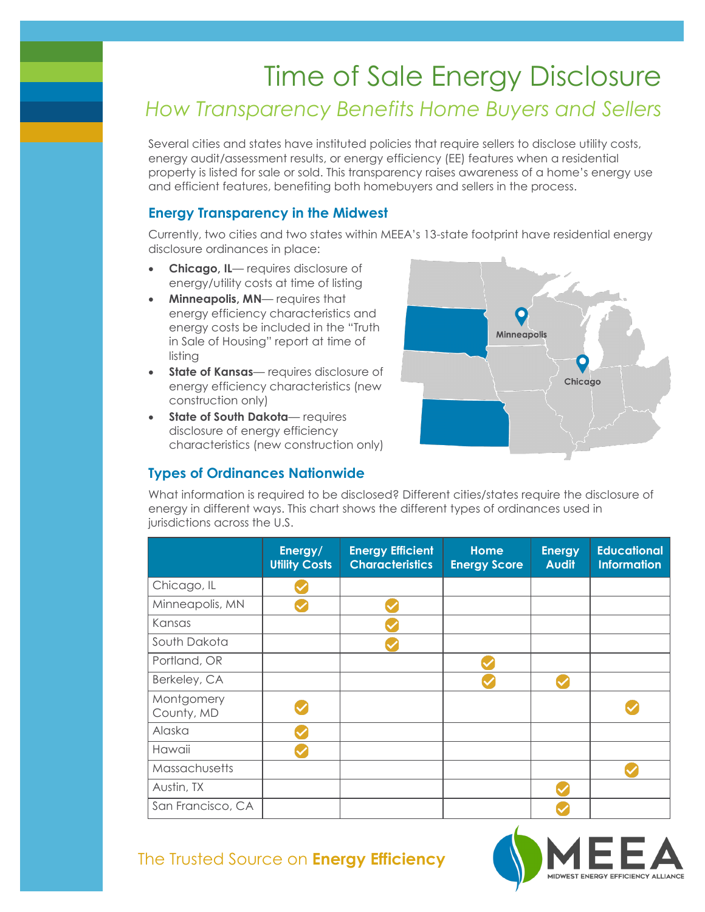# Time of Sale Energy Disclosure

## *How Transparency Benefits Home Buyers and Sellers*

Several cities and states have instituted policies that require sellers to disclose utility costs, energy audit/assessment results, or energy efficiency (EE) features when a residential property is listed for sale or sold. This transparency raises awareness of a home's energy use and efficient features, benefiting both homebuyers and sellers in the process.

### Energy Transparency in the Midwest

Currently, two cities and two states within MEEA's 13-state footprint have residential energy disclosure ordinances in place:

- **Chicago, IL**— requires disclosure of energy/utility costs at time of listing
- **Minneapolis, MN**— requires that energy efficiency characteristics and energy costs be included in the "Truth in Sale of Housing" report at time of listing
- **State of Kansas**— requires disclosure of energy efficiency characteristics (new construction only)
- **State of South Dakota**— requires disclosure of energy efficiency characteristics (new construction only)

Minneapolis

Chicago

### Types of Ordinances Nationwide

What information is required to be disclosed? Different cities/states require the disclosure of energy in different ways. This chart shows the different types of ordinances used in jurisdictions across the U.S.

| | Energy/ Utility Costs | Energy Efficient Characteristics | Home Energy Score | Energy Audit | Educational Information |
|---|---|---|---|---|---|
| Chicago, IL | ✓ | | | | |
| Minneapolis, MN | ✓ | ✓ | | | |
| Kansas | | ✓ | | | |
| South Dakota | | ✓ | | | |
| Portland, OR | | | ✓ | | |
| Berkeley, CA | | | ✓ | ✓ | |
| Montgomery County, MD | ✓ | | | | ✓ |
| Alaska | ✓ | | | | |
| Hawaii | ✓ | | | | |
| Massachusetts | | | | | ✓ |
| Austin, TX | | | | ✓ | |
| San Francisco, CA | | | | ✓ | |

The Trusted Source on **Energy Efficiency**

MEEA
MIDWEST ENERGY EFFICIENCY ALLIANCE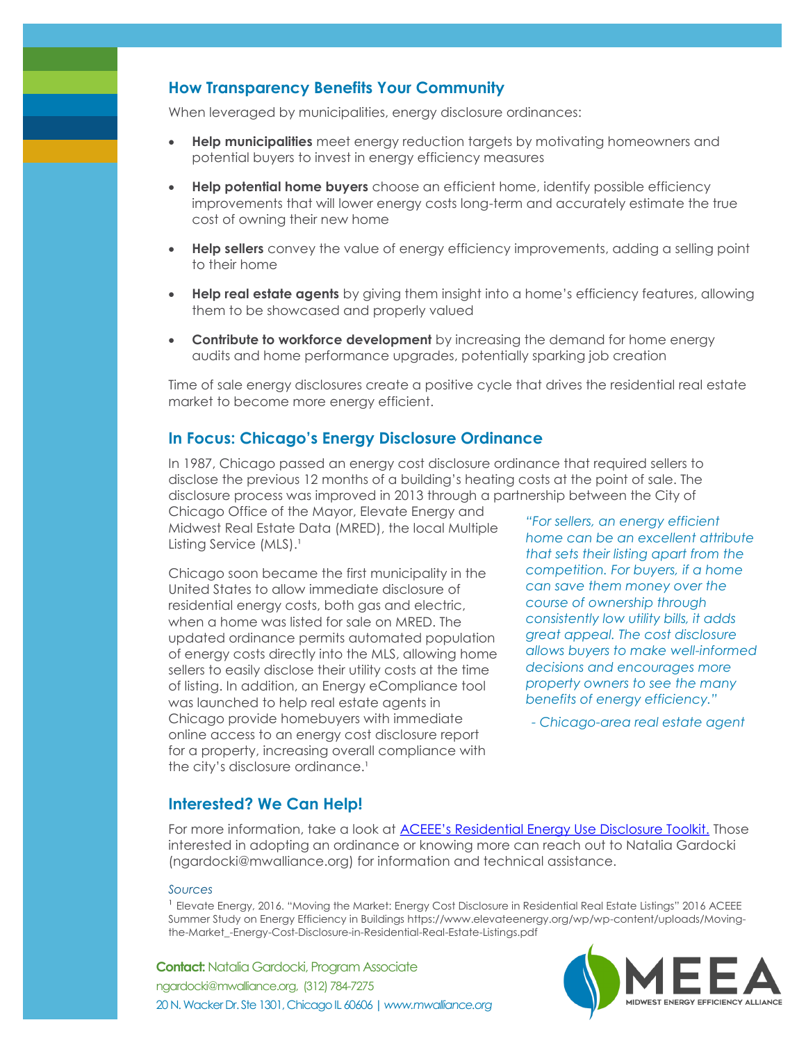## How Transparency Benefits Your Community

When leveraged by municipalities, energy disclosure ordinances:

- **Help municipalities** meet energy reduction targets by motivating homeowners and potential buyers to invest in energy efficiency measures
- **Help potential home buyers** choose an efficient home, identify possible efficiency improvements that will lower energy costs long-term and accurately estimate the true cost of owning their new home
- **Help sellers** convey the value of energy efficiency improvements, adding a selling point to their home
- **Help real estate agents** by giving them insight into a home's efficiency features, allowing them to be showcased and properly valued
- **Contribute to workforce development** by increasing the demand for home energy audits and home performance upgrades, potentially sparking job creation

Time of sale energy disclosures create a positive cycle that drives the residential real estate market to become more energy efficient.

## In Focus: Chicago's Energy Disclosure Ordinance

In 1987, Chicago passed an energy cost disclosure ordinance that required sellers to disclose the previous 12 months of a building's heating costs at the point of sale. The disclosure process was improved in 2013 through a partnership between the City of Chicago Office of the Mayor, Elevate Energy and Midwest Real Estate Data (MRED), the local Multiple Listing Service (MLS).[1]

Chicago soon became the first municipality in the United States to allow immediate disclosure of residential energy costs, both gas and electric, when a home was listed for sale on MRED. The updated ordinance permits automated population of energy costs directly into the MLS, allowing home sellers to easily disclose their utility costs at the time of listing. In addition, an Energy eCompliance tool was launched to help real estate agents in Chicago provide homebuyers with immediate online access to an energy cost disclosure report for a property, increasing overall compliance with the city's disclosure ordinance.[1]

*"For sellers, an energy efficient home can be an excellent attribute that sets their listing apart from the competition. For buyers, if a home can save them money over the course of ownership through consistently low utility bills, it adds great appeal. The cost disclosure allows buyers to make well-informed decisions and encourages more property owners to see the many benefits of energy efficiency."*

*- Chicago-area real estate agent*

## Interested? We Can Help!

For more information, take a look at [ACEEE's Residential Energy Use Disclosure Toolkit.](ACEEE's Residential Energy Use Disclosure Toolkit) Those interested in adopting an ordinance or knowing more can reach out to Natalia Gardocki (ngardocki@mwalliance.org) for information and technical assistance.

*Sources*

[1] Elevate Energy, 2016. "Moving the Market: Energy Cost Disclosure in Residential Real Estate Listings" 2016 ACEEE Summer Study on Energy Efficiency in Buildings https://www.elevateenergy.org/wp/wp-content/uploads/Moving-the-Market_-Energy-Cost-Disclosure-in-Residential-Real-Estate-Listings.pdf

**Contact:** Natalia Gardocki, Program Associate
ngardocki@mwalliance.org, (312) 784-7275
20 N. Wacker Dr. Ste 1301, Chicago IL 60606 | *www.mwalliance.org*

MEEA
MIDWEST ENERGY EFFICIENCY ALLIANCE